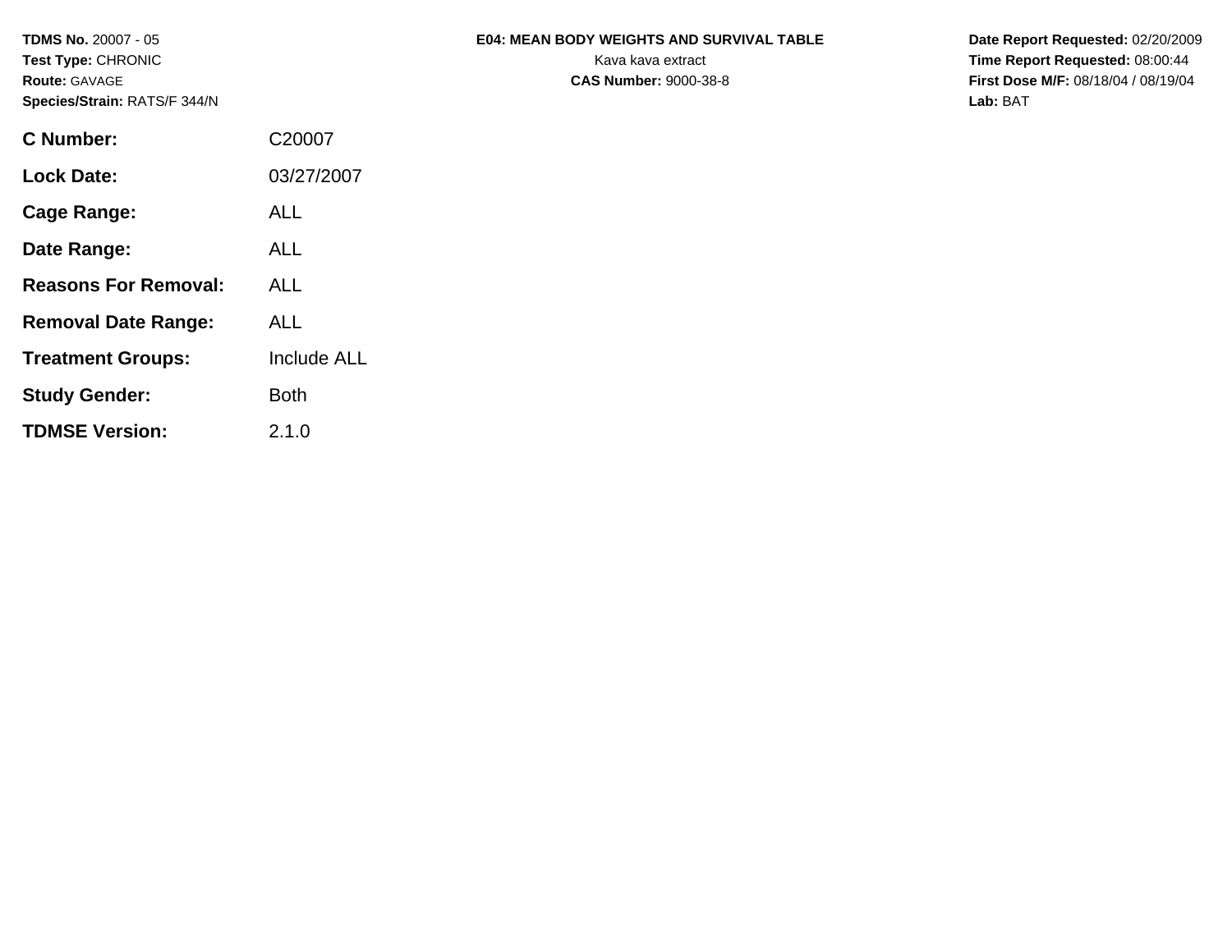**TDMS No.** 20007 - 05
**Test Type:** CHRONIC
**Route:** GAVAGE
**Species/Strain:** RATS/F 344/N

**E04: MEAN BODY WEIGHTS AND SURVIVAL TABLE**
Kava kava extract
**CAS Number:** 9000-38-8

**Date Report Requested:** 02/20/2009
**Time Report Requested:** 08:00:44
**First Dose M/F:** 08/18/04 / 08/19/04
**Lab:** BAT

| | |
|---|---|
| **C Number:** | C20007 |
| **Lock Date:** | 03/27/2007 |
| **Cage Range:** | ALL |
| **Date Range:** | ALL |
| **Reasons For Removal:** | ALL |
| **Removal Date Range:** | ALL |
| **Treatment Groups:** | Include ALL |
| **Study Gender:** | Both |
| **TDMSE Version:** | 2.1.0 |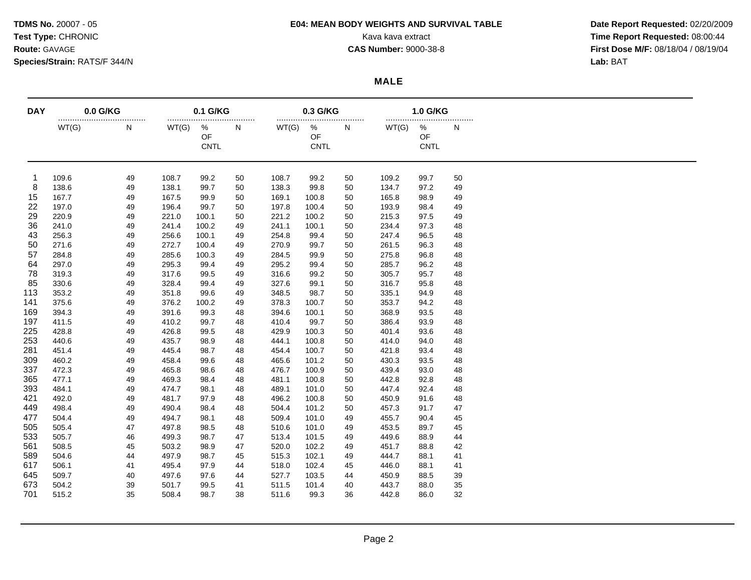**TDMS No.** 20007 - 05
**Test Type:** CHRONIC
**Route:** GAVAGE
**Species/Strain:** RATS/F 344/N

**E04: MEAN BODY WEIGHTS AND SURVIVAL TABLE**
Kava kava extract
**CAS Number:** 9000-38-8

**Date Report Requested:** 02/20/2009
**Time Report Requested:** 08:00:44
**First Dose M/F:** 08/18/04 / 08/19/04
**Lab:** BAT

## MALE

| DAY | 0.0 G/KG | | 0.1 G/KG | | | 0.3 G/KG | | | 1.0 G/KG | | |
|---|---|---|---|---|---|---|---|---|---|---|---|
| | WT(G) | N | WT(G) | % OF CNTL | N | WT(G) | % OF CNTL | N | WT(G) | % OF CNTL | N |
| 1 | 109.6 | 49 | 108.7 | 99.2 | 50 | 108.7 | 99.2 | 50 | 109.2 | 99.7 | 50 |
| 8 | 138.6 | 49 | 138.1 | 99.7 | 50 | 138.3 | 99.8 | 50 | 134.7 | 97.2 | 49 |
| 15 | 167.7 | 49 | 167.5 | 99.9 | 50 | 169.1 | 100.8 | 50 | 165.8 | 98.9 | 49 |
| 22 | 197.0 | 49 | 196.4 | 99.7 | 50 | 197.8 | 100.4 | 50 | 193.9 | 98.4 | 49 |
| 29 | 220.9 | 49 | 221.0 | 100.1 | 50 | 221.2 | 100.2 | 50 | 215.3 | 97.5 | 49 |
| 36 | 241.0 | 49 | 241.4 | 100.2 | 49 | 241.1 | 100.1 | 50 | 234.4 | 97.3 | 48 |
| 43 | 256.3 | 49 | 256.6 | 100.1 | 49 | 254.8 | 99.4 | 50 | 247.4 | 96.5 | 48 |
| 50 | 271.6 | 49 | 272.7 | 100.4 | 49 | 270.9 | 99.7 | 50 | 261.5 | 96.3 | 48 |
| 57 | 284.8 | 49 | 285.6 | 100.3 | 49 | 284.5 | 99.9 | 50 | 275.8 | 96.8 | 48 |
| 64 | 297.0 | 49 | 295.3 | 99.4 | 49 | 295.2 | 99.4 | 50 | 285.7 | 96.2 | 48 |
| 78 | 319.3 | 49 | 317.6 | 99.5 | 49 | 316.6 | 99.2 | 50 | 305.7 | 95.7 | 48 |
| 85 | 330.6 | 49 | 328.4 | 99.4 | 49 | 327.6 | 99.1 | 50 | 316.7 | 95.8 | 48 |
| 113 | 353.2 | 49 | 351.8 | 99.6 | 49 | 348.5 | 98.7 | 50 | 335.1 | 94.9 | 48 |
| 141 | 375.6 | 49 | 376.2 | 100.2 | 49 | 378.3 | 100.7 | 50 | 353.7 | 94.2 | 48 |
| 169 | 394.3 | 49 | 391.6 | 99.3 | 48 | 394.6 | 100.1 | 50 | 368.9 | 93.5 | 48 |
| 197 | 411.5 | 49 | 410.2 | 99.7 | 48 | 410.4 | 99.7 | 50 | 386.4 | 93.9 | 48 |
| 225 | 428.8 | 49 | 426.8 | 99.5 | 48 | 429.9 | 100.3 | 50 | 401.4 | 93.6 | 48 |
| 253 | 440.6 | 49 | 435.7 | 98.9 | 48 | 444.1 | 100.8 | 50 | 414.0 | 94.0 | 48 |
| 281 | 451.4 | 49 | 445.4 | 98.7 | 48 | 454.4 | 100.7 | 50 | 421.8 | 93.4 | 48 |
| 309 | 460.2 | 49 | 458.4 | 99.6 | 48 | 465.6 | 101.2 | 50 | 430.3 | 93.5 | 48 |
| 337 | 472.3 | 49 | 465.8 | 98.6 | 48 | 476.7 | 100.9 | 50 | 439.4 | 93.0 | 48 |
| 365 | 477.1 | 49 | 469.3 | 98.4 | 48 | 481.1 | 100.8 | 50 | 442.8 | 92.8 | 48 |
| 393 | 484.1 | 49 | 474.7 | 98.1 | 48 | 489.1 | 101.0 | 50 | 447.4 | 92.4 | 48 |
| 421 | 492.0 | 49 | 481.7 | 97.9 | 48 | 496.2 | 100.8 | 50 | 450.9 | 91.6 | 48 |
| 449 | 498.4 | 49 | 490.4 | 98.4 | 48 | 504.4 | 101.2 | 50 | 457.3 | 91.7 | 47 |
| 477 | 504.4 | 49 | 494.7 | 98.1 | 48 | 509.4 | 101.0 | 49 | 455.7 | 90.4 | 45 |
| 505 | 505.4 | 47 | 497.8 | 98.5 | 48 | 510.6 | 101.0 | 49 | 453.5 | 89.7 | 45 |
| 533 | 505.7 | 46 | 499.3 | 98.7 | 47 | 513.4 | 101.5 | 49 | 449.6 | 88.9 | 44 |
| 561 | 508.5 | 45 | 503.2 | 98.9 | 47 | 520.0 | 102.2 | 49 | 451.7 | 88.8 | 42 |
| 589 | 504.6 | 44 | 497.9 | 98.7 | 45 | 515.3 | 102.1 | 49 | 444.7 | 88.1 | 41 |
| 617 | 506.1 | 41 | 495.4 | 97.9 | 44 | 518.0 | 102.4 | 45 | 446.0 | 88.1 | 41 |
| 645 | 509.7 | 40 | 497.6 | 97.6 | 44 | 527.7 | 103.5 | 44 | 450.9 | 88.5 | 39 |
| 673 | 504.2 | 39 | 501.7 | 99.5 | 41 | 511.5 | 101.4 | 40 | 443.7 | 88.0 | 35 |
| 701 | 515.2 | 35 | 508.4 | 98.7 | 38 | 511.6 | 99.3 | 36 | 442.8 | 86.0 | 32 |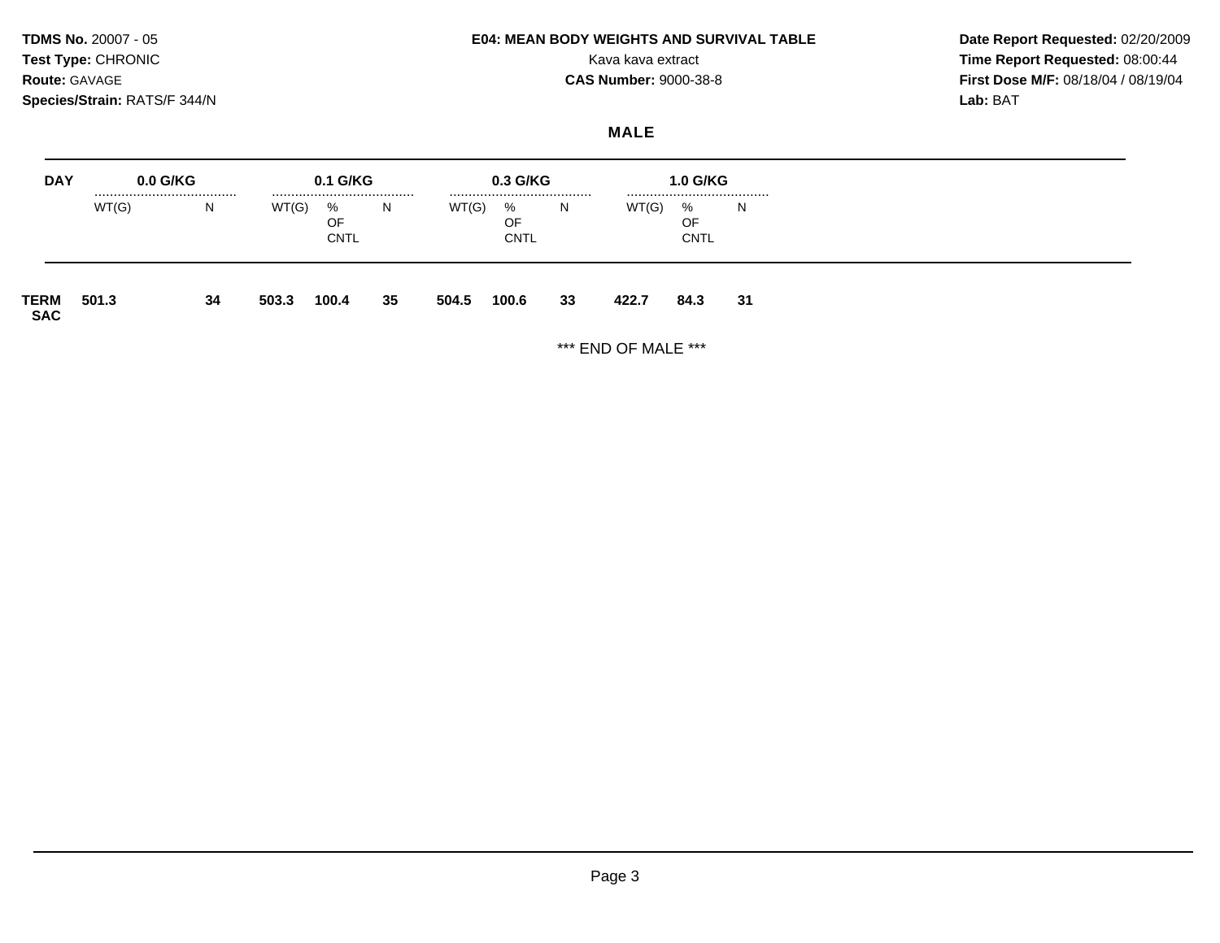**TDMS No.** 20007 - 05
**Test Type:** CHRONIC
**Route:** GAVAGE
**Species/Strain:** RATS/F 344/N

**E04: MEAN BODY WEIGHTS AND SURVIVAL TABLE**
Kava kava extract
**CAS Number:** 9000-38-8

**Date Report Requested:** 02/20/2009
**Time Report Requested:** 08:00:44
**First Dose M/F:** 08/18/04 / 08/19/04
**Lab:** BAT

## MALE

| DAY | 0.0 G/KG | | 0.1 G/KG | | | 0.3 G/KG | | | 1.0 G/KG | | |
|---|---|---|---|---|---|---|---|---|---|---|---|
| | WT(G) | N | WT(G) | % OF CNTL | N | WT(G) | % OF CNTL | N | WT(G) | % OF CNTL | N |
| **TERM SAC** | **501.3** | **34** | **503.3** | **100.4** | **35** | **504.5** | **100.6** | **33** | **422.7** | **84.3** | **31** |

*** END OF MALE ***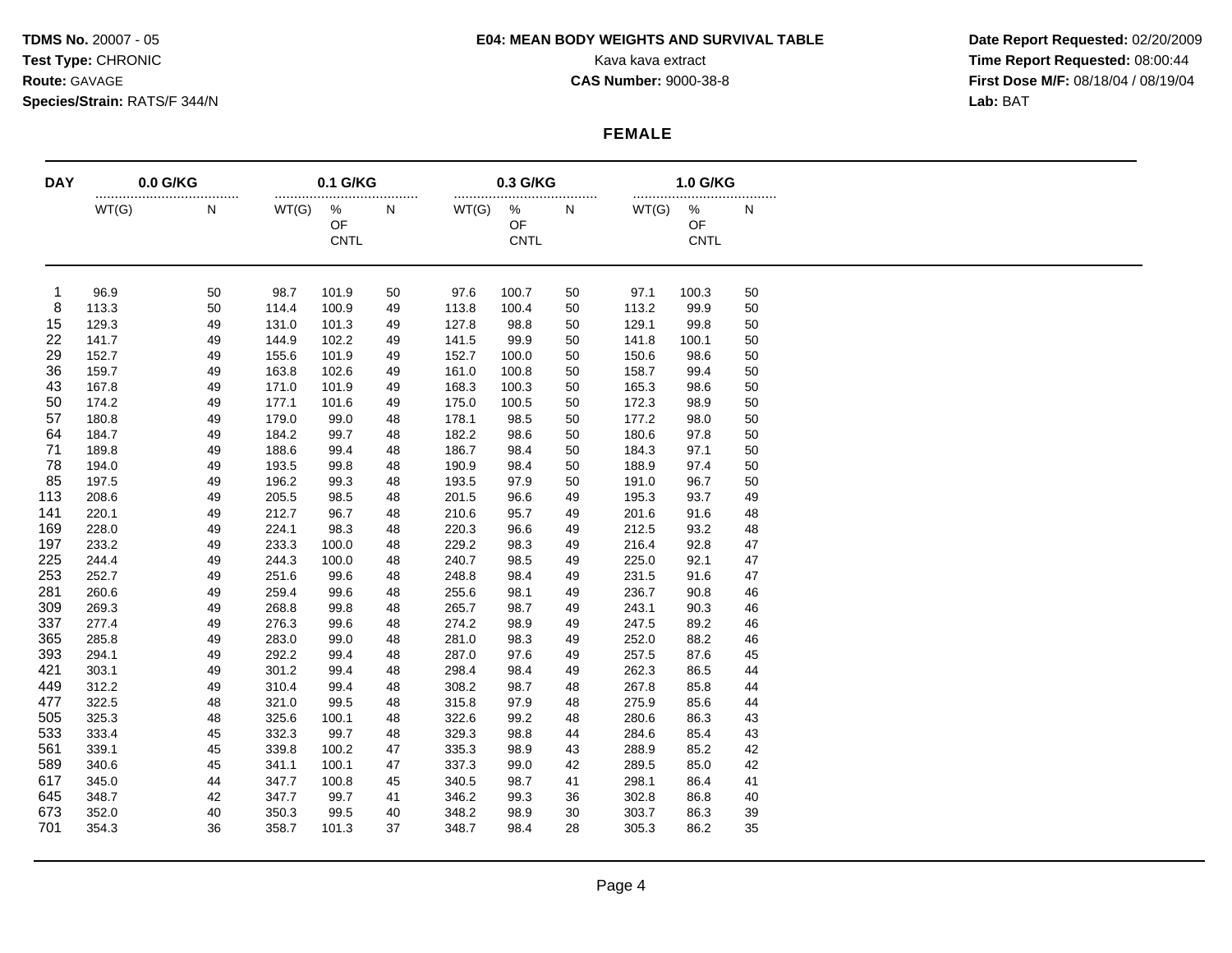**TDMS No.** 20007 - 05
**Test Type:** CHRONIC
**Route:** GAVAGE
**Species/Strain:** RATS/F 344/N

**E04: MEAN BODY WEIGHTS AND SURVIVAL TABLE**
Kava kava extract
**CAS Number:** 9000-38-8

**Date Report Requested:** 02/20/2009
**Time Report Requested:** 08:00:44
**First Dose M/F:** 08/18/04 / 08/19/04
**Lab:** BAT

**FEMALE**

| DAY | 0.0 G/KG | | 0.1 G/KG | | | 0.3 G/KG | | | 1.0 G/KG | | |
|---|---|---|---|---|---|---|---|---|---|---|---|
| | WT(G) | N | WT(G) | % OF CNTL | N | WT(G) | % OF CNTL | N | WT(G) | % OF CNTL | N |
| 1 | 96.9 | 50 | 98.7 | 101.9 | 50 | 97.6 | 100.7 | 50 | 97.1 | 100.3 | 50 |
| 8 | 113.3 | 50 | 114.4 | 100.9 | 49 | 113.8 | 100.4 | 50 | 113.2 | 99.9 | 50 |
| 15 | 129.3 | 49 | 131.0 | 101.3 | 49 | 127.8 | 98.8 | 50 | 129.1 | 99.8 | 50 |
| 22 | 141.7 | 49 | 144.9 | 102.2 | 49 | 141.5 | 99.9 | 50 | 141.8 | 100.1 | 50 |
| 29 | 152.7 | 49 | 155.6 | 101.9 | 49 | 152.7 | 100.0 | 50 | 150.6 | 98.6 | 50 |
| 36 | 159.7 | 49 | 163.8 | 102.6 | 49 | 161.0 | 100.8 | 50 | 158.7 | 99.4 | 50 |
| 43 | 167.8 | 49 | 171.0 | 101.9 | 49 | 168.3 | 100.3 | 50 | 165.3 | 98.6 | 50 |
| 50 | 174.2 | 49 | 177.1 | 101.6 | 49 | 175.0 | 100.5 | 50 | 172.3 | 98.9 | 50 |
| 57 | 180.8 | 49 | 179.0 | 99.0 | 48 | 178.1 | 98.5 | 50 | 177.2 | 98.0 | 50 |
| 64 | 184.7 | 49 | 184.2 | 99.7 | 48 | 182.2 | 98.6 | 50 | 180.6 | 97.8 | 50 |
| 71 | 189.8 | 49 | 188.6 | 99.4 | 48 | 186.7 | 98.4 | 50 | 184.3 | 97.1 | 50 |
| 78 | 194.0 | 49 | 193.5 | 99.8 | 48 | 190.9 | 98.4 | 50 | 188.9 | 97.4 | 50 |
| 85 | 197.5 | 49 | 196.2 | 99.3 | 48 | 193.5 | 97.9 | 50 | 191.0 | 96.7 | 50 |
| 113 | 208.6 | 49 | 205.5 | 98.5 | 48 | 201.5 | 96.6 | 49 | 195.3 | 93.7 | 49 |
| 141 | 220.1 | 49 | 212.7 | 96.7 | 48 | 210.6 | 95.7 | 49 | 201.6 | 91.6 | 48 |
| 169 | 228.0 | 49 | 224.1 | 98.3 | 48 | 220.3 | 96.6 | 49 | 212.5 | 93.2 | 48 |
| 197 | 233.2 | 49 | 233.3 | 100.0 | 48 | 229.2 | 98.3 | 49 | 216.4 | 92.8 | 47 |
| 225 | 244.4 | 49 | 244.3 | 100.0 | 48 | 240.7 | 98.5 | 49 | 225.0 | 92.1 | 47 |
| 253 | 252.7 | 49 | 251.6 | 99.6 | 48 | 248.8 | 98.4 | 49 | 231.5 | 91.6 | 47 |
| 281 | 260.6 | 49 | 259.4 | 99.6 | 48 | 255.6 | 98.1 | 49 | 236.7 | 90.8 | 46 |
| 309 | 269.3 | 49 | 268.8 | 99.8 | 48 | 265.7 | 98.7 | 49 | 243.1 | 90.3 | 46 |
| 337 | 277.4 | 49 | 276.3 | 99.6 | 48 | 274.2 | 98.9 | 49 | 247.5 | 89.2 | 46 |
| 365 | 285.8 | 49 | 283.0 | 99.0 | 48 | 281.0 | 98.3 | 49 | 252.0 | 88.2 | 46 |
| 393 | 294.1 | 49 | 292.2 | 99.4 | 48 | 287.0 | 97.6 | 49 | 257.5 | 87.6 | 45 |
| 421 | 303.1 | 49 | 301.2 | 99.4 | 48 | 298.4 | 98.4 | 49 | 262.3 | 86.5 | 44 |
| 449 | 312.2 | 49 | 310.4 | 99.4 | 48 | 308.2 | 98.7 | 48 | 267.8 | 85.8 | 44 |
| 477 | 322.5 | 48 | 321.0 | 99.5 | 48 | 315.8 | 97.9 | 48 | 275.9 | 85.6 | 44 |
| 505 | 325.3 | 48 | 325.6 | 100.1 | 48 | 322.6 | 99.2 | 48 | 280.6 | 86.3 | 43 |
| 533 | 333.4 | 45 | 332.3 | 99.7 | 48 | 329.3 | 98.8 | 44 | 284.6 | 85.4 | 43 |
| 561 | 339.1 | 45 | 339.8 | 100.2 | 47 | 335.3 | 98.9 | 43 | 288.9 | 85.2 | 42 |
| 589 | 340.6 | 45 | 341.1 | 100.1 | 47 | 337.3 | 99.0 | 42 | 289.5 | 85.0 | 42 |
| 617 | 345.0 | 44 | 347.7 | 100.8 | 45 | 340.5 | 98.7 | 41 | 298.1 | 86.4 | 41 |
| 645 | 348.7 | 42 | 347.7 | 99.7 | 41 | 346.2 | 99.3 | 36 | 302.8 | 86.8 | 40 |
| 673 | 352.0 | 40 | 350.3 | 99.5 | 40 | 348.2 | 98.9 | 30 | 303.7 | 86.3 | 39 |
| 701 | 354.3 | 36 | 358.7 | 101.3 | 37 | 348.7 | 98.4 | 28 | 305.3 | 86.2 | 35 |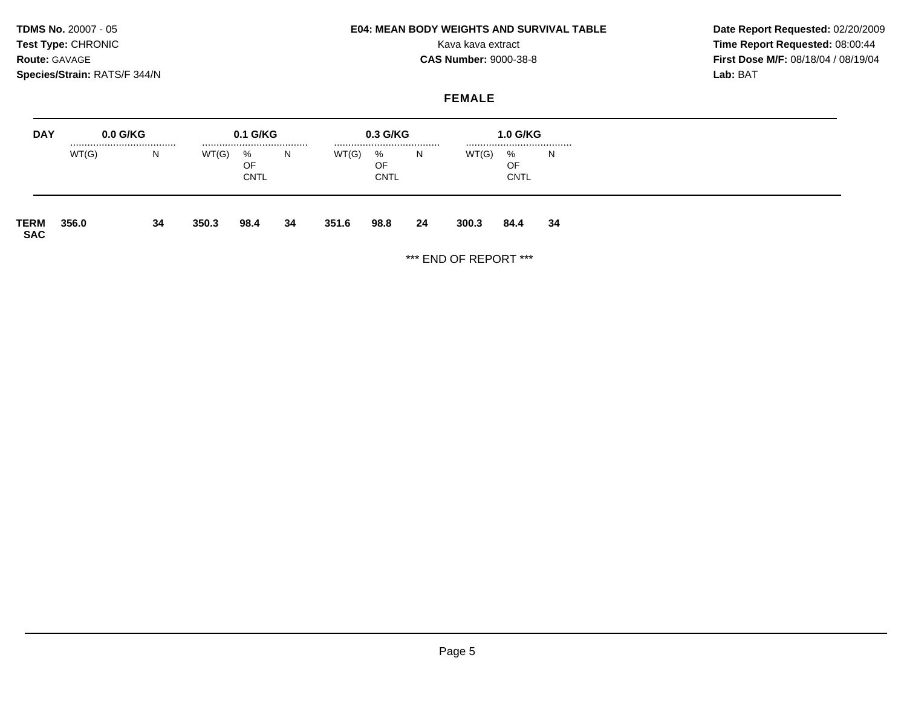**TDMS No.** 20007 - 05
**Test Type:** CHRONIC
**Route:** GAVAGE
**Species/Strain:** RATS/F 344/N

**E04: MEAN BODY WEIGHTS AND SURVIVAL TABLE**
Kava kava extract
**CAS Number:** 9000-38-8

**Date Report Requested:** 02/20/2009
**Time Report Requested:** 08:00:44
**First Dose M/F:** 08/18/04 / 08/19/04
**Lab:** BAT

**FEMALE**

| DAY | 0.0 G/KG | | 0.1 G/KG | | | 0.3 G/KG | | | 1.0 G/KG | | |
|---|---|---|---|---|---|---|---|---|---|---|---|
| | WT(G) | N | WT(G) | % OF CNTL | N | WT(G) | % OF CNTL | N | WT(G) | % OF CNTL | N |
| **TERM SAC** | **356.0** | **34** | **350.3** | **98.4** | **34** | **351.6** | **98.8** | **24** | **300.3** | **84.4** | **34** |

*** END OF REPORT ***